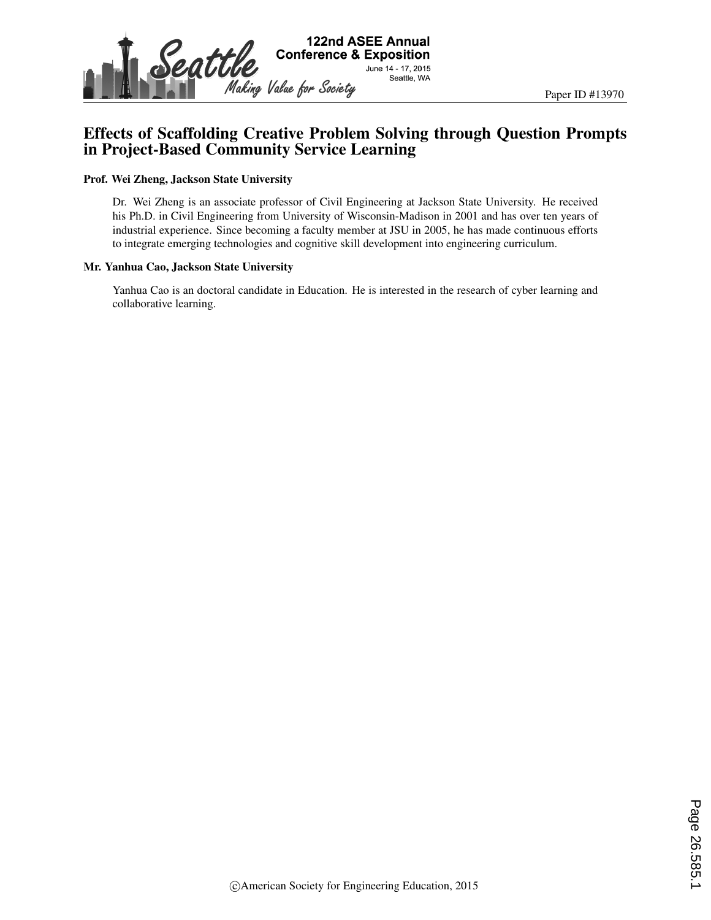Paper ID #13970

# Effects of Scaffolding Creative Problem Solving through Question Prompts in Project-Based Community Service Learning

**Prof. Wei Zheng, Jackson State University**

Dr. Wei Zheng is an associate professor of Civil Engineering at Jackson State University. He received his Ph.D. in Civil Engineering from University of Wisconsin-Madison in 2001 and has over ten years of industrial experience. Since becoming a faculty member at JSU in 2005, he has made continuous efforts to integrate emerging technologies and cognitive skill development into engineering curriculum.

**Mr. Yanhua Cao, Jackson State University**

Yanhua Cao is an doctoral candidate in Education. He is interested in the research of cyber learning and collaborative learning.

©American Society for Engineering Education, 2015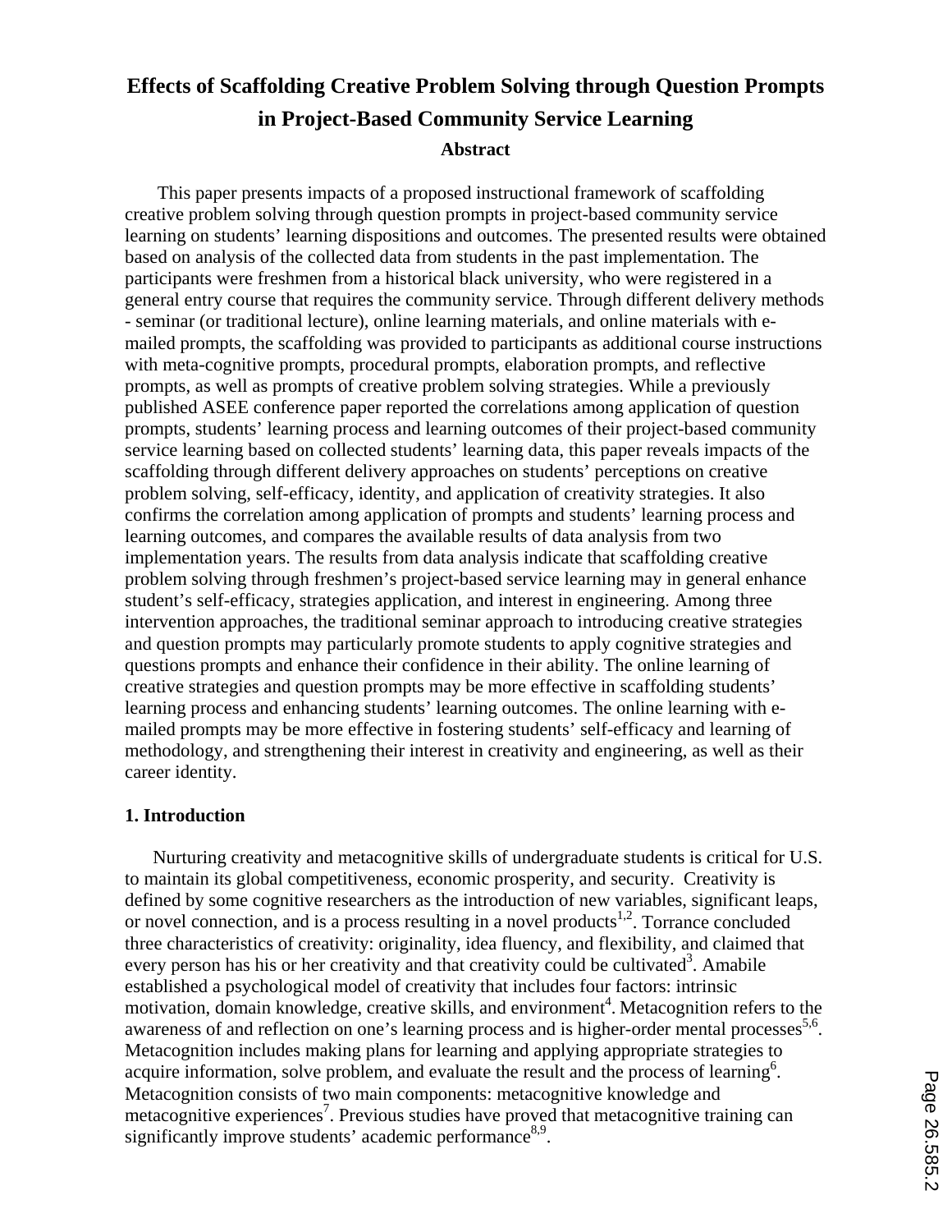# Effects of Scaffolding Creative Problem Solving through Question Prompts in Project-Based Community Service Learning

## Abstract

This paper presents impacts of a proposed instructional framework of scaffolding creative problem solving through question prompts in project-based community service learning on students' learning dispositions and outcomes. The presented results were obtained based on analysis of the collected data from students in the past implementation. The participants were freshmen from a historical black university, who were registered in a general entry course that requires the community service. Through different delivery methods - seminar (or traditional lecture), online learning materials, and online materials with e-mailed prompts, the scaffolding was provided to participants as additional course instructions with meta-cognitive prompts, procedural prompts, elaboration prompts, and reflective prompts, as well as prompts of creative problem solving strategies. While a previously published ASEE conference paper reported the correlations among application of question prompts, students' learning process and learning outcomes of their project-based community service learning based on collected students' learning data, this paper reveals impacts of the scaffolding through different delivery approaches on students' perceptions on creative problem solving, self-efficacy, identity, and application of creativity strategies. It also confirms the correlation among application of prompts and students' learning process and learning outcomes, and compares the available results of data analysis from two implementation years. The results from data analysis indicate that scaffolding creative problem solving through freshmen's project-based service learning may in general enhance student's self-efficacy, strategies application, and interest in engineering. Among three intervention approaches, the traditional seminar approach to introducing creative strategies and question prompts may particularly promote students to apply cognitive strategies and questions prompts and enhance their confidence in their ability. The online learning of creative strategies and question prompts may be more effective in scaffolding students' learning process and enhancing students' learning outcomes. The online learning with e-mailed prompts may be more effective in fostering students' self-efficacy and learning of methodology, and strengthening their interest in creativity and engineering, as well as their career identity.

## 1. Introduction

Nurturing creativity and metacognitive skills of undergraduate students is critical for U.S. to maintain its global competitiveness, economic prosperity, and security. Creativity is defined by some cognitive researchers as the introduction of new variables, significant leaps, or novel connection, and is a process resulting in a novel products[1,2]. Torrance concluded three characteristics of creativity: originality, idea fluency, and flexibility, and claimed that every person has his or her creativity and that creativity could be cultivated[3]. Amabile established a psychological model of creativity that includes four factors: intrinsic motivation, domain knowledge, creative skills, and environment[4]. Metacognition refers to the awareness of and reflection on one's learning process and is higher-order mental processes[5,6]. Metacognition includes making plans for learning and applying appropriate strategies to acquire information, solve problem, and evaluate the result and the process of learning[6]. Metacognition consists of two main components: metacognitive knowledge and metacognitive experiences[7]. Previous studies have proved that metacognitive training can significantly improve students' academic performance[8,9].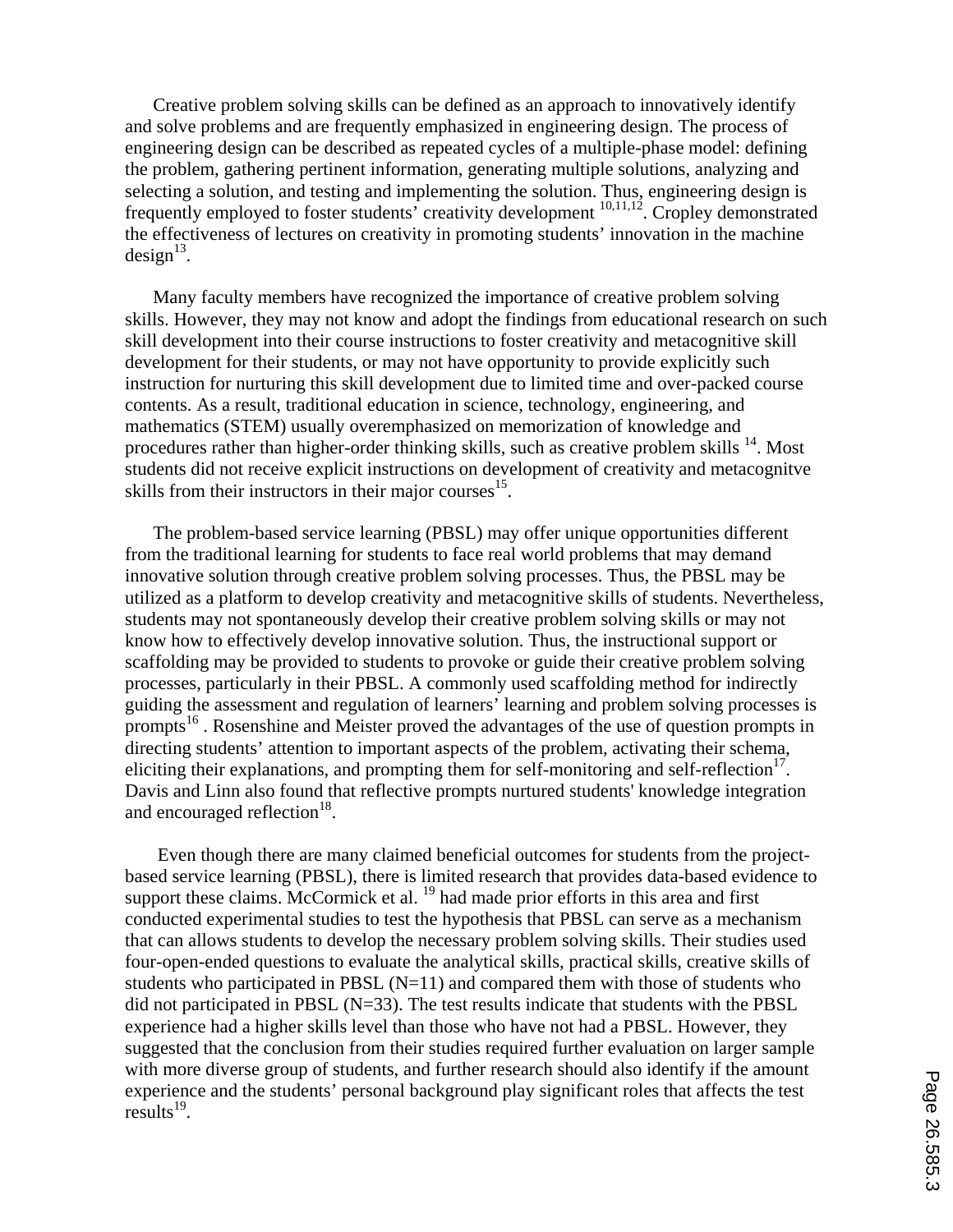Creative problem solving skills can be defined as an approach to innovatively identify and solve problems and are frequently emphasized in engineering design. The process of engineering design can be described as repeated cycles of a multiple-phase model: defining the problem, gathering pertinent information, generating multiple solutions, analyzing and selecting a solution, and testing and implementing the solution. Thus, engineering design is frequently employed to foster students' creativity development [10,11,12]. Cropley demonstrated the effectiveness of lectures on creativity in promoting students' innovation in the machine design[13].

Many faculty members have recognized the importance of creative problem solving skills. However, they may not know and adopt the findings from educational research on such skill development into their course instructions to foster creativity and metacognitive skill development for their students, or may not have opportunity to provide explicitly such instruction for nurturing this skill development due to limited time and over-packed course contents. As a result, traditional education in science, technology, engineering, and mathematics (STEM) usually overemphasized on memorization of knowledge and procedures rather than higher-order thinking skills, such as creative problem skills [14]. Most students did not receive explicit instructions on development of creativity and metacognitve skills from their instructors in their major courses[15].

The problem-based service learning (PBSL) may offer unique opportunities different from the traditional learning for students to face real world problems that may demand innovative solution through creative problem solving processes. Thus, the PBSL may be utilized as a platform to develop creativity and metacognitive skills of students. Nevertheless, students may not spontaneously develop their creative problem solving skills or may not know how to effectively develop innovative solution. Thus, the instructional support or scaffolding may be provided to students to provoke or guide their creative problem solving processes, particularly in their PBSL. A commonly used scaffolding method for indirectly guiding the assessment and regulation of learners' learning and problem solving processes is prompts[16] . Rosenshine and Meister proved the advantages of the use of question prompts in directing students' attention to important aspects of the problem, activating their schema, eliciting their explanations, and prompting them for self-monitoring and self-reflection[17]. Davis and Linn also found that reflective prompts nurtured students' knowledge integration and encouraged reflection[18].

Even though there are many claimed beneficial outcomes for students from the project-based service learning (PBSL), there is limited research that provides data-based evidence to support these claims. McCormick et al. [19] had made prior efforts in this area and first conducted experimental studies to test the hypothesis that PBSL can serve as a mechanism that can allows students to develop the necessary problem solving skills. Their studies used four-open-ended questions to evaluate the analytical skills, practical skills, creative skills of students who participated in PBSL (N=11) and compared them with those of students who did not participated in PBSL (N=33). The test results indicate that students with the PBSL experience had a higher skills level than those who have not had a PBSL. However, they suggested that the conclusion from their studies required further evaluation on larger sample with more diverse group of students, and further research should also identify if the amount experience and the students' personal background play significant roles that affects the test results[19].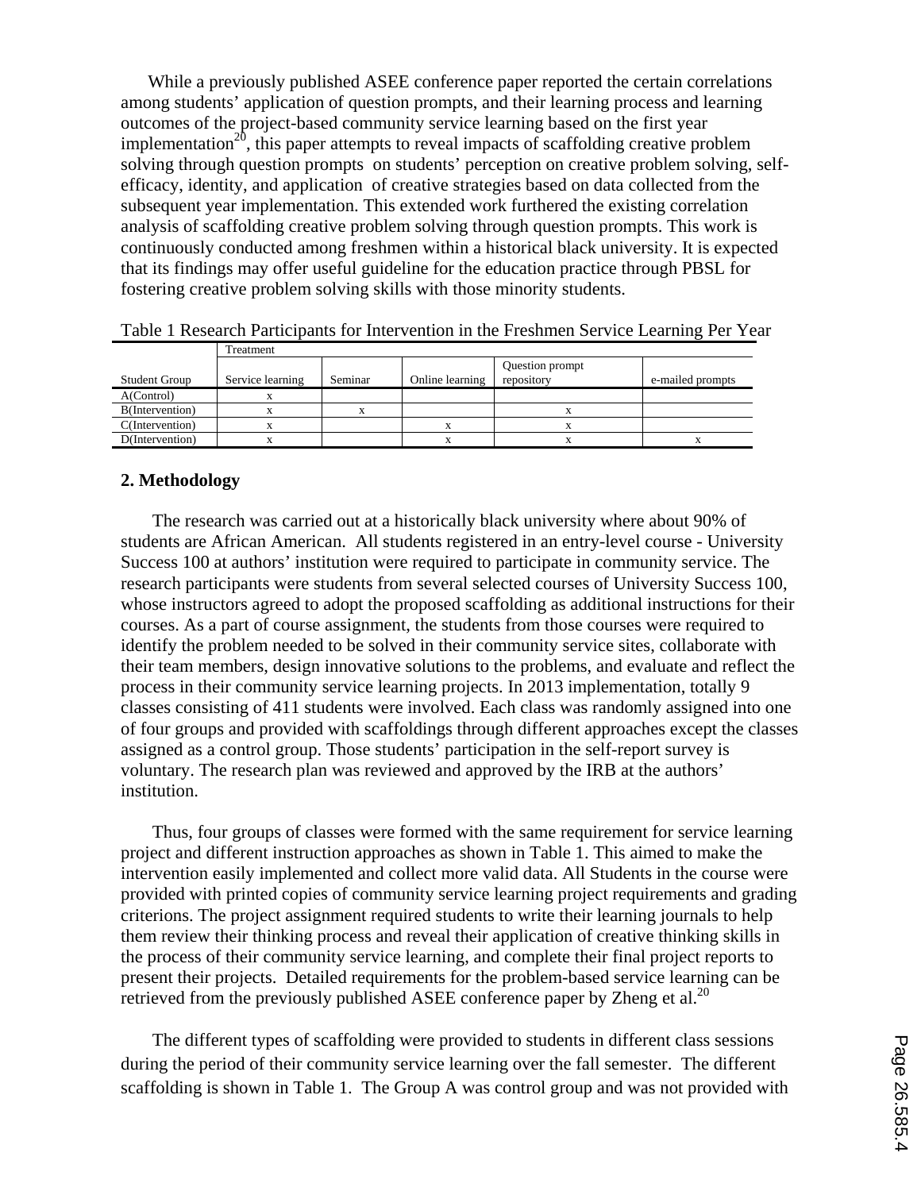While a previously published ASEE conference paper reported the certain correlations among students' application of question prompts, and their learning process and learning outcomes of the project-based community service learning based on the first year implementation[20], this paper attempts to reveal impacts of scaffolding creative problem solving through question prompts on students' perception on creative problem solving, self-efficacy, identity, and application of creative strategies based on data collected from the subsequent year implementation. This extended work furthered the existing correlation analysis of scaffolding creative problem solving through question prompts. This work is continuously conducted among freshmen within a historical black university. It is expected that its findings may offer useful guideline for the education practice through PBSL for fostering creative problem solving skills with those minority students.

Table 1 Research Participants for Intervention in the Freshmen Service Learning Per Year

| | Treatment | | | | |
|---|---|---|---|---|---|
| Student Group | Service learning | Seminar | Online learning | Question prompt repository | e-mailed prompts |
| A(Control) | x | | | | |
| B(Intervention) | x | x | | x | |
| C(Intervention) | x | | x | x | |
| D(Intervention) | x | | x | x | x |

## 2. Methodology

The research was carried out at a historically black university where about 90% of students are African American. All students registered in an entry-level course - University Success 100 at authors' institution were required to participate in community service. The research participants were students from several selected courses of University Success 100, whose instructors agreed to adopt the proposed scaffolding as additional instructions for their courses. As a part of course assignment, the students from those courses were required to identify the problem needed to be solved in their community service sites, collaborate with their team members, design innovative solutions to the problems, and evaluate and reflect the process in their community service learning projects. In 2013 implementation, totally 9 classes consisting of 411 students were involved. Each class was randomly assigned into one of four groups and provided with scaffoldings through different approaches except the classes assigned as a control group. Those students' participation in the self-report survey is voluntary. The research plan was reviewed and approved by the IRB at the authors' institution.

Thus, four groups of classes were formed with the same requirement for service learning project and different instruction approaches as shown in Table 1. This aimed to make the intervention easily implemented and collect more valid data. All Students in the course were provided with printed copies of community service learning project requirements and grading criterions. The project assignment required students to write their learning journals to help them review their thinking process and reveal their application of creative thinking skills in the process of their community service learning, and complete their final project reports to present their projects. Detailed requirements for the problem-based service learning can be retrieved from the previously published ASEE conference paper by Zheng et al.[20]

The different types of scaffolding were provided to students in different class sessions during the period of their community service learning over the fall semester. The different scaffolding is shown in Table 1. The Group A was control group and was not provided with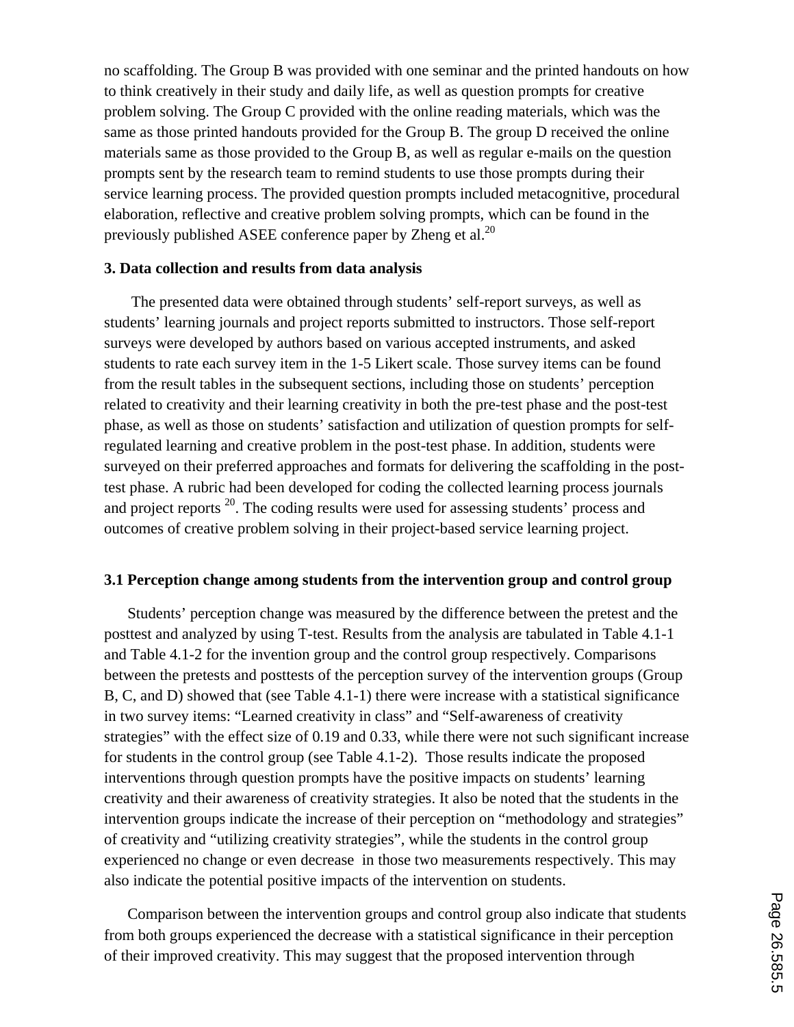no scaffolding. The Group B was provided with one seminar and the printed handouts on how to think creatively in their study and daily life, as well as question prompts for creative problem solving. The Group C provided with the online reading materials, which was the same as those printed handouts provided for the Group B. The group D received the online materials same as those provided to the Group B, as well as regular e-mails on the question prompts sent by the research team to remind students to use those prompts during their service learning process. The provided question prompts included metacognitive, procedural elaboration, reflective and creative problem solving prompts, which can be found in the previously published ASEE conference paper by Zheng et al.[20]

### 3. Data collection and results from data analysis

The presented data were obtained through students' self-report surveys, as well as students' learning journals and project reports submitted to instructors. Those self-report surveys were developed by authors based on various accepted instruments, and asked students to rate each survey item in the 1-5 Likert scale. Those survey items can be found from the result tables in the subsequent sections, including those on students' perception related to creativity and their learning creativity in both the pre-test phase and the post-test phase, as well as those on students' satisfaction and utilization of question prompts for self-regulated learning and creative problem in the post-test phase. In addition, students were surveyed on their preferred approaches and formats for delivering the scaffolding in the post-test phase. A rubric had been developed for coding the collected learning process journals and project reports [20]. The coding results were used for assessing students' process and outcomes of creative problem solving in their project-based service learning project.

### 3.1 Perception change among students from the intervention group and control group

Students' perception change was measured by the difference between the pretest and the posttest and analyzed by using T-test. Results from the analysis are tabulated in Table 4.1-1 and Table 4.1-2 for the invention group and the control group respectively. Comparisons between the pretests and posttests of the perception survey of the intervention groups (Group B, C, and D) showed that (see Table 4.1-1) there were increase with a statistical significance in two survey items: "Learned creativity in class" and "Self-awareness of creativity strategies" with the effect size of 0.19 and 0.33, while there were not such significant increase for students in the control group (see Table 4.1-2). Those results indicate the proposed interventions through question prompts have the positive impacts on students' learning creativity and their awareness of creativity strategies. It also be noted that the students in the intervention groups indicate the increase of their perception on "methodology and strategies" of creativity and "utilizing creativity strategies", while the students in the control group experienced no change or even decrease in those two measurements respectively. This may also indicate the potential positive impacts of the intervention on students.

Comparison between the intervention groups and control group also indicate that students from both groups experienced the decrease with a statistical significance in their perception of their improved creativity. This may suggest that the proposed intervention through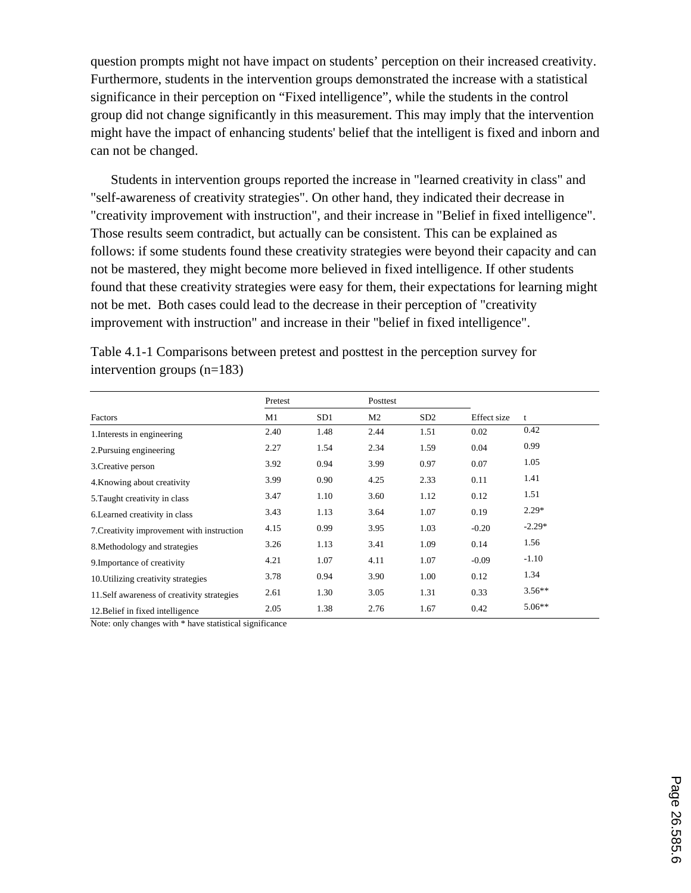question prompts might not have impact on students' perception on their increased creativity. Furthermore, students in the intervention groups demonstrated the increase with a statistical significance in their perception on "Fixed intelligence", while the students in the control group did not change significantly in this measurement. This may imply that the intervention might have the impact of enhancing students' belief that the intelligent is fixed and inborn and can not be changed.

Students in intervention groups reported the increase in "learned creativity in class" and "self-awareness of creativity strategies". On other hand, they indicated their decrease in "creativity improvement with instruction", and their increase in "Belief in fixed intelligence". Those results seem contradict, but actually can be consistent. This can be explained as follows: if some students found these creativity strategies were beyond their capacity and can not be mastered, they might become more believed in fixed intelligence. If other students found that these creativity strategies were easy for them, their expectations for learning might not be met. Both cases could lead to the decrease in their perception of "creativity improvement with instruction" and increase in their "belief in fixed intelligence".

Table 4.1-1 Comparisons between pretest and posttest in the perception survey for intervention groups (n=183)

| | Pretest | | Posttest | | | |
|---|---|---|---|---|---|---|
| Factors | M1 | SD1 | M2 | SD2 | Effect size | t |
| 1.Interests in engineering | 2.40 | 1.48 | 2.44 | 1.51 | 0.02 | 0.42 |
| 2.Pursuing engineering | 2.27 | 1.54 | 2.34 | 1.59 | 0.04 | 0.99 |
| 3.Creative person | 3.92 | 0.94 | 3.99 | 0.97 | 0.07 | 1.05 |
| 4.Knowing about creativity | 3.99 | 0.90 | 4.25 | 2.33 | 0.11 | 1.41 |
| 5.Taught creativity in class | 3.47 | 1.10 | 3.60 | 1.12 | 0.12 | 1.51 |
| 6.Learned creativity in class | 3.43 | 1.13 | 3.64 | 1.07 | 0.19 | 2.29* |
| 7.Creativity improvement with instruction | 4.15 | 0.99 | 3.95 | 1.03 | -0.20 | -2.29* |
| 8.Methodology and strategies | 3.26 | 1.13 | 3.41 | 1.09 | 0.14 | 1.56 |
| 9.Importance of creativity | 4.21 | 1.07 | 4.11 | 1.07 | -0.09 | -1.10 |
| 10.Utilizing creativity strategies | 3.78 | 0.94 | 3.90 | 1.00 | 0.12 | 1.34 |
| 11.Self awareness of creativity strategies | 2.61 | 1.30 | 3.05 | 1.31 | 0.33 | 3.56** |
| 12.Belief in fixed intelligence | 2.05 | 1.38 | 2.76 | 1.67 | 0.42 | 5.06** |

Note: only changes with * have statistical significance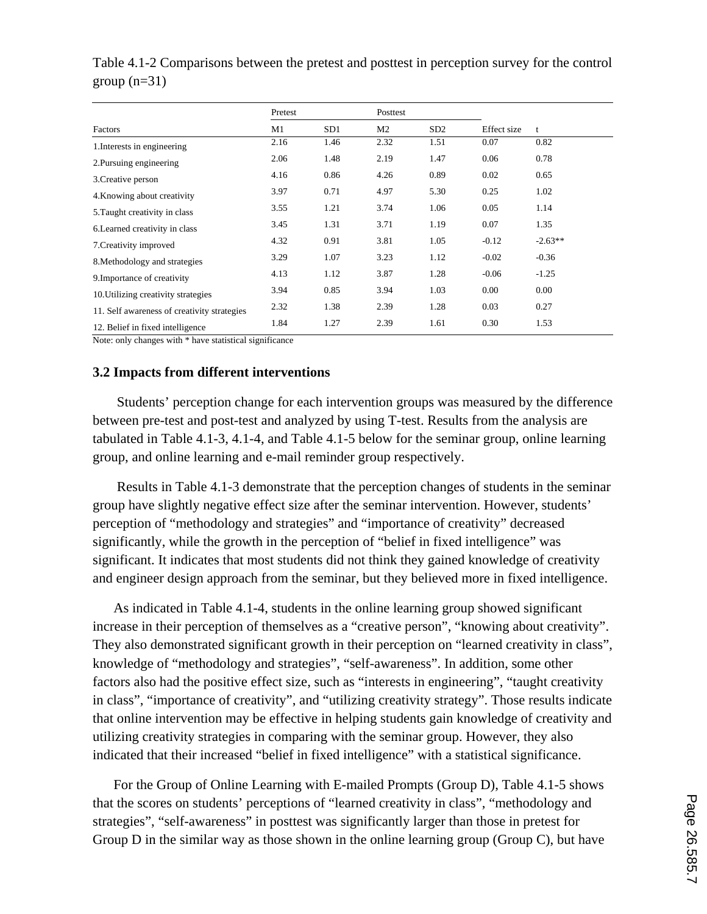Table 4.1-2 Comparisons between the pretest and posttest in perception survey for the control group (n=31)

| | Pretest | | Posttest | | | |
|---|---|---|---|---|---|---|
| Factors | M1 | SD1 | M2 | SD2 | Effect size | t |
| 1.Interests in engineering | 2.16 | 1.46 | 2.32 | 1.51 | 0.07 | 0.82 |
| 2.Pursuing engineering | 2.06 | 1.48 | 2.19 | 1.47 | 0.06 | 0.78 |
| 3.Creative person | 4.16 | 0.86 | 4.26 | 0.89 | 0.02 | 0.65 |
| 4.Knowing about creativity | 3.97 | 0.71 | 4.97 | 5.30 | 0.25 | 1.02 |
| 5.Taught creativity in class | 3.55 | 1.21 | 3.74 | 1.06 | 0.05 | 1.14 |
| 6.Learned creativity in class | 3.45 | 1.31 | 3.71 | 1.19 | 0.07 | 1.35 |
| 7.Creativity improved | 4.32 | 0.91 | 3.81 | 1.05 | -0.12 | -2.63** |
| 8.Methodology and strategies | 3.29 | 1.07 | 3.23 | 1.12 | -0.02 | -0.36 |
| 9.Importance of creativity | 4.13 | 1.12 | 3.87 | 1.28 | -0.06 | -1.25 |
| 10.Utilizing creativity strategies | 3.94 | 0.85 | 3.94 | 1.03 | 0.00 | 0.00 |
| 11. Self awareness of creativity strategies | 2.32 | 1.38 | 2.39 | 1.28 | 0.03 | 0.27 |
| 12. Belief in fixed intelligence | 1.84 | 1.27 | 2.39 | 1.61 | 0.30 | 1.53 |

Note: only changes with * have statistical significance

### 3.2 Impacts from different interventions

Students' perception change for each intervention groups was measured by the difference between pre-test and post-test and analyzed by using T-test. Results from the analysis are tabulated in Table 4.1-3, 4.1-4, and Table 4.1-5 below for the seminar group, online learning group, and online learning and e-mail reminder group respectively.

Results in Table 4.1-3 demonstrate that the perception changes of students in the seminar group have slightly negative effect size after the seminar intervention. However, students' perception of "methodology and strategies" and "importance of creativity" decreased significantly, while the growth in the perception of "belief in fixed intelligence" was significant. It indicates that most students did not think they gained knowledge of creativity and engineer design approach from the seminar, but they believed more in fixed intelligence.

As indicated in Table 4.1-4, students in the online learning group showed significant increase in their perception of themselves as a "creative person", "knowing about creativity". They also demonstrated significant growth in their perception on "learned creativity in class", knowledge of "methodology and strategies", "self-awareness". In addition, some other factors also had the positive effect size, such as "interests in engineering", "taught creativity in class", "importance of creativity", and "utilizing creativity strategy". Those results indicate that online intervention may be effective in helping students gain knowledge of creativity and utilizing creativity strategies in comparing with the seminar group. However, they also indicated that their increased "belief in fixed intelligence" with a statistical significance.

For the Group of Online Learning with E-mailed Prompts (Group D), Table 4.1-5 shows that the scores on students' perceptions of "learned creativity in class", "methodology and strategies", "self-awareness" in posttest was significantly larger than those in pretest for Group D in the similar way as those shown in the online learning group (Group C), but have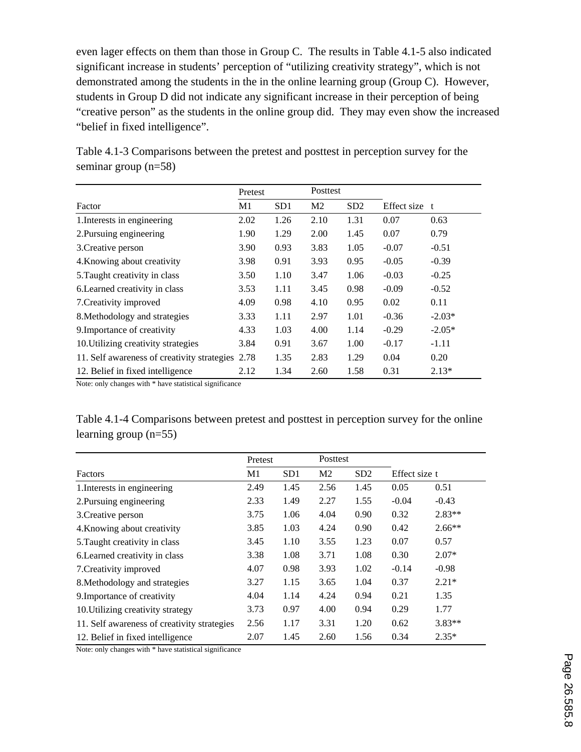even lager effects on them than those in Group C. The results in Table 4.1-5 also indicated significant increase in students' perception of "utilizing creativity strategy", which is not demonstrated among the students in the in the online learning group (Group C). However, students in Group D did not indicate any significant increase in their perception of being "creative person" as the students in the online group did. They may even show the increased "belief in fixed intelligence".

Table 4.1-3 Comparisons between the pretest and posttest in perception survey for the seminar group (n=58)

| | Pretest | | Posttest | | | |
|---|---|---|---|---|---|---|
| Factor | M1 | SD1 | M2 | SD2 | Effect size | t |
| 1.Interests in engineering | 2.02 | 1.26 | 2.10 | 1.31 | 0.07 | 0.63 |
| 2.Pursuing engineering | 1.90 | 1.29 | 2.00 | 1.45 | 0.07 | 0.79 |
| 3.Creative person | 3.90 | 0.93 | 3.83 | 1.05 | -0.07 | -0.51 |
| 4.Knowing about creativity | 3.98 | 0.91 | 3.93 | 0.95 | -0.05 | -0.39 |
| 5.Taught creativity in class | 3.50 | 1.10 | 3.47 | 1.06 | -0.03 | -0.25 |
| 6.Learned creativity in class | 3.53 | 1.11 | 3.45 | 0.98 | -0.09 | -0.52 |
| 7.Creativity improved | 4.09 | 0.98 | 4.10 | 0.95 | 0.02 | 0.11 |
| 8.Methodology and strategies | 3.33 | 1.11 | 2.97 | 1.01 | -0.36 | -2.03* |
| 9.Importance of creativity | 4.33 | 1.03 | 4.00 | 1.14 | -0.29 | -2.05* |
| 10.Utilizing creativity strategies | 3.84 | 0.91 | 3.67 | 1.00 | -0.17 | -1.11 |
| 11. Self awareness of creativity strategies | 2.78 | 1.35 | 2.83 | 1.29 | 0.04 | 0.20 |
| 12. Belief in fixed intelligence | 2.12 | 1.34 | 2.60 | 1.58 | 0.31 | 2.13* |

Note: only changes with * have statistical significance

Table 4.1-4 Comparisons between pretest and posttest in perception survey for the online learning group (n=55)

| | Pretest | | Posttest | | | |
|---|---|---|---|---|---|---|
| Factors | M1 | SD1 | M2 | SD2 | Effect size | t |
| 1.Interests in engineering | 2.49 | 1.45 | 2.56 | 1.45 | 0.05 | 0.51 |
| 2.Pursuing engineering | 2.33 | 1.49 | 2.27 | 1.55 | -0.04 | -0.43 |
| 3.Creative person | 3.75 | 1.06 | 4.04 | 0.90 | 0.32 | 2.83** |
| 4.Knowing about creativity | 3.85 | 1.03 | 4.24 | 0.90 | 0.42 | 2.66** |
| 5.Taught creativity in class | 3.45 | 1.10 | 3.55 | 1.23 | 0.07 | 0.57 |
| 6.Learned creativity in class | 3.38 | 1.08 | 3.71 | 1.08 | 0.30 | 2.07* |
| 7.Creativity improved | 4.07 | 0.98 | 3.93 | 1.02 | -0.14 | -0.98 |
| 8.Methodology and strategies | 3.27 | 1.15 | 3.65 | 1.04 | 0.37 | 2.21* |
| 9.Importance of creativity | 4.04 | 1.14 | 4.24 | 0.94 | 0.21 | 1.35 |
| 10.Utilizing creativity strategy | 3.73 | 0.97 | 4.00 | 0.94 | 0.29 | 1.77 |
| 11. Self awareness of creativity strategies | 2.56 | 1.17 | 3.31 | 1.20 | 0.62 | 3.83** |
| 12. Belief in fixed intelligence | 2.07 | 1.45 | 2.60 | 1.56 | 0.34 | 2.35* |

Note: only changes with * have statistical significance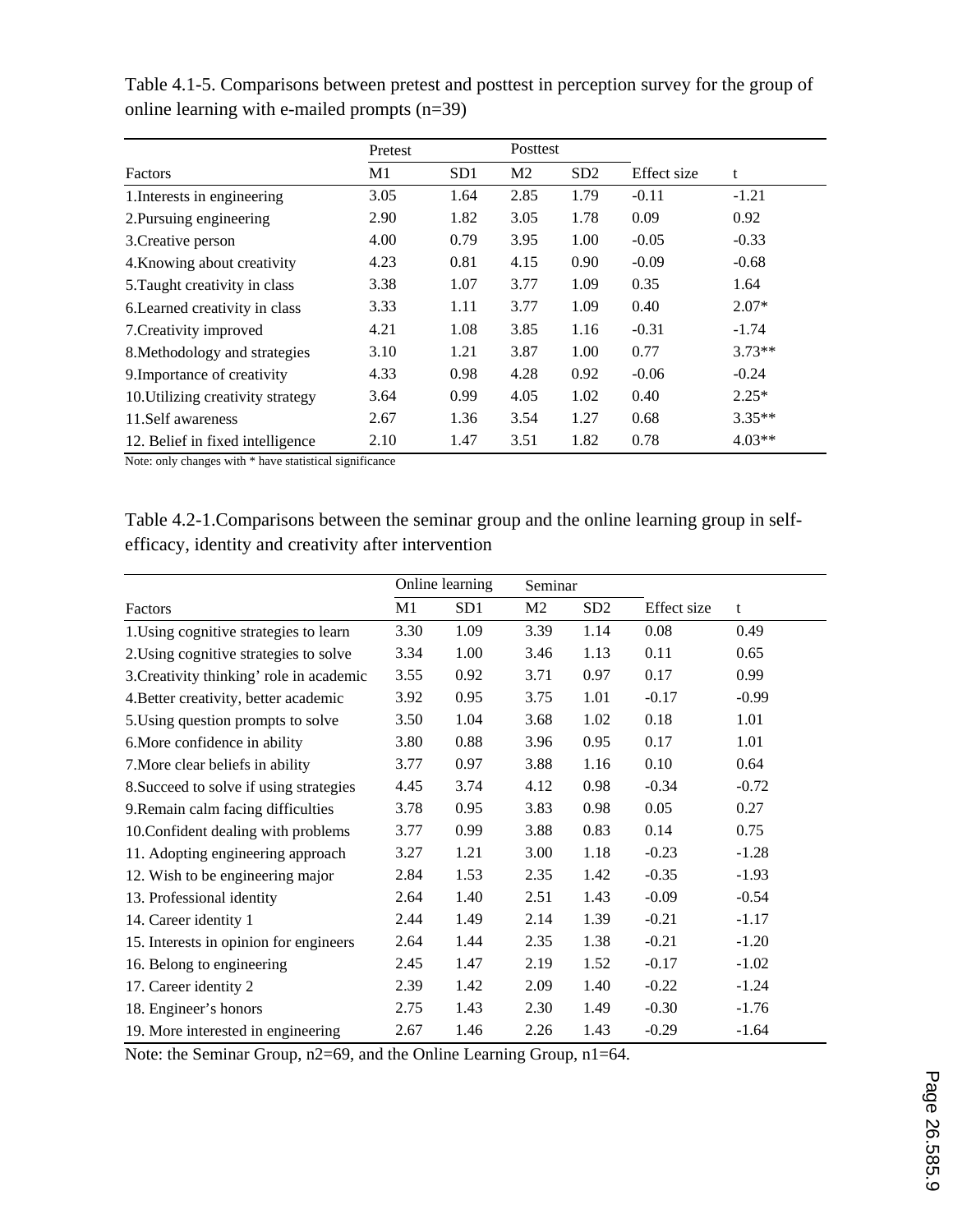Table 4.1-5. Comparisons between pretest and posttest in perception survey for the group of online learning with e-mailed prompts (n=39)

| | Pretest | | Posttest | | | |
|---|---|---|---|---|---|---|
| Factors | M1 | SD1 | M2 | SD2 | Effect size | t |
| 1.Interests in engineering | 3.05 | 1.64 | 2.85 | 1.79 | -0.11 | -1.21 |
| 2.Pursuing engineering | 2.90 | 1.82 | 3.05 | 1.78 | 0.09 | 0.92 |
| 3.Creative person | 4.00 | 0.79 | 3.95 | 1.00 | -0.05 | -0.33 |
| 4.Knowing about creativity | 4.23 | 0.81 | 4.15 | 0.90 | -0.09 | -0.68 |
| 5.Taught creativity in class | 3.38 | 1.07 | 3.77 | 1.09 | 0.35 | 1.64 |
| 6.Learned creativity in class | 3.33 | 1.11 | 3.77 | 1.09 | 0.40 | 2.07* |
| 7.Creativity improved | 4.21 | 1.08 | 3.85 | 1.16 | -0.31 | -1.74 |
| 8.Methodology and strategies | 3.10 | 1.21 | 3.87 | 1.00 | 0.77 | 3.73** |
| 9.Importance of creativity | 4.33 | 0.98 | 4.28 | 0.92 | -0.06 | -0.24 |
| 10.Utilizing creativity strategy | 3.64 | 0.99 | 4.05 | 1.02 | 0.40 | 2.25* |
| 11.Self awareness | 2.67 | 1.36 | 3.54 | 1.27 | 0.68 | 3.35** |
| 12. Belief in fixed intelligence | 2.10 | 1.47 | 3.51 | 1.82 | 0.78 | 4.03** |

Note: only changes with * have statistical significance

Table 4.2-1.Comparisons between the seminar group and the online learning group in self-efficacy, identity and creativity after intervention

| | Online learning | | Seminar | | | |
|---|---|---|---|---|---|---|
| Factors | M1 | SD1 | M2 | SD2 | Effect size | t |
| 1.Using cognitive strategies to learn | 3.30 | 1.09 | 3.39 | 1.14 | 0.08 | 0.49 |
| 2.Using cognitive strategies to solve | 3.34 | 1.00 | 3.46 | 1.13 | 0.11 | 0.65 |
| 3.Creativity thinking' role in academic | 3.55 | 0.92 | 3.71 | 0.97 | 0.17 | 0.99 |
| 4.Better creativity, better academic | 3.92 | 0.95 | 3.75 | 1.01 | -0.17 | -0.99 |
| 5.Using question prompts to solve | 3.50 | 1.04 | 3.68 | 1.02 | 0.18 | 1.01 |
| 6.More confidence in ability | 3.80 | 0.88 | 3.96 | 0.95 | 0.17 | 1.01 |
| 7.More clear beliefs in ability | 3.77 | 0.97 | 3.88 | 1.16 | 0.10 | 0.64 |
| 8.Succeed to solve if using strategies | 4.45 | 3.74 | 4.12 | 0.98 | -0.34 | -0.72 |
| 9.Remain calm facing difficulties | 3.78 | 0.95 | 3.83 | 0.98 | 0.05 | 0.27 |
| 10.Confident dealing with problems | 3.77 | 0.99 | 3.88 | 0.83 | 0.14 | 0.75 |
| 11. Adopting engineering approach | 3.27 | 1.21 | 3.00 | 1.18 | -0.23 | -1.28 |
| 12. Wish to be engineering major | 2.84 | 1.53 | 2.35 | 1.42 | -0.35 | -1.93 |
| 13. Professional identity | 2.64 | 1.40 | 2.51 | 1.43 | -0.09 | -0.54 |
| 14. Career identity 1 | 2.44 | 1.49 | 2.14 | 1.39 | -0.21 | -1.17 |
| 15. Interests in opinion for engineers | 2.64 | 1.44 | 2.35 | 1.38 | -0.21 | -1.20 |
| 16. Belong to engineering | 2.45 | 1.47 | 2.19 | 1.52 | -0.17 | -1.02 |
| 17. Career identity 2 | 2.39 | 1.42 | 2.09 | 1.40 | -0.22 | -1.24 |
| 18. Engineer's honors | 2.75 | 1.43 | 2.30 | 1.49 | -0.30 | -1.76 |
| 19. More interested in engineering | 2.67 | 1.46 | 2.26 | 1.43 | -0.29 | -1.64 |

Note: the Seminar Group, n2=69, and the Online Learning Group, n1=64.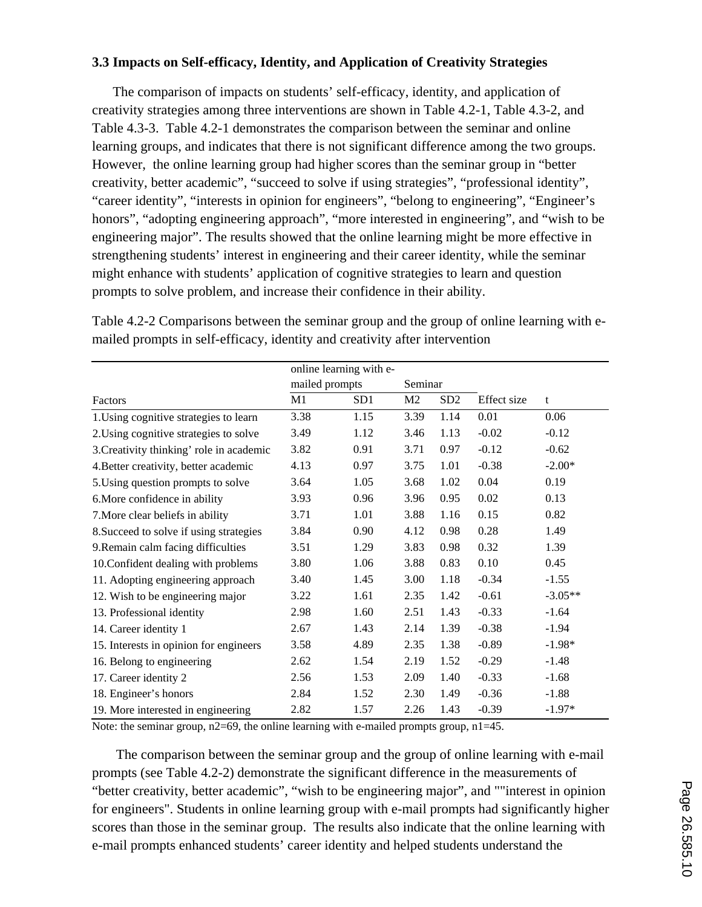### 3.3 Impacts on Self-efficacy, Identity, and Application of Creativity Strategies

The comparison of impacts on students' self-efficacy, identity, and application of creativity strategies among three interventions are shown in Table 4.2-1, Table 4.3-2, and Table 4.3-3. Table 4.2-1 demonstrates the comparison between the seminar and online learning groups, and indicates that there is not significant difference among the two groups. However, the online learning group had higher scores than the seminar group in "better creativity, better academic", "succeed to solve if using strategies", "professional identity", "career identity", "interests in opinion for engineers", "belong to engineering", "Engineer's honors", "adopting engineering approach", "more interested in engineering", and "wish to be engineering major". The results showed that the online learning might be more effective in strengthening students' interest in engineering and their career identity, while the seminar might enhance with students' application of cognitive strategies to learn and question prompts to solve problem, and increase their confidence in their ability.

Table 4.2-2 Comparisons between the seminar group and the group of online learning with e-mailed prompts in self-efficacy, identity and creativity after intervention

| | online learning with e-mailed prompts | | Seminar | | | |
|---|---|---|---|---|---|---|
| Factors | M1 | SD1 | M2 | SD2 | Effect size | t |
| 1.Using cognitive strategies to learn | 3.38 | 1.15 | 3.39 | 1.14 | 0.01 | 0.06 |
| 2.Using cognitive strategies to solve | 3.49 | 1.12 | 3.46 | 1.13 | -0.02 | -0.12 |
| 3.Creativity thinking' role in academic | 3.82 | 0.91 | 3.71 | 0.97 | -0.12 | -0.62 |
| 4.Better creativity, better academic | 4.13 | 0.97 | 3.75 | 1.01 | -0.38 | -2.00* |
| 5.Using question prompts to solve | 3.64 | 1.05 | 3.68 | 1.02 | 0.04 | 0.19 |
| 6.More confidence in ability | 3.93 | 0.96 | 3.96 | 0.95 | 0.02 | 0.13 |
| 7.More clear beliefs in ability | 3.71 | 1.01 | 3.88 | 1.16 | 0.15 | 0.82 |
| 8.Succeed to solve if using strategies | 3.84 | 0.90 | 4.12 | 0.98 | 0.28 | 1.49 |
| 9.Remain calm facing difficulties | 3.51 | 1.29 | 3.83 | 0.98 | 0.32 | 1.39 |
| 10.Confident dealing with problems | 3.80 | 1.06 | 3.88 | 0.83 | 0.10 | 0.45 |
| 11. Adopting engineering approach | 3.40 | 1.45 | 3.00 | 1.18 | -0.34 | -1.55 |
| 12. Wish to be engineering major | 3.22 | 1.61 | 2.35 | 1.42 | -0.61 | -3.05** |
| 13. Professional identity | 2.98 | 1.60 | 2.51 | 1.43 | -0.33 | -1.64 |
| 14. Career identity 1 | 2.67 | 1.43 | 2.14 | 1.39 | -0.38 | -1.94 |
| 15. Interests in opinion for engineers | 3.58 | 4.89 | 2.35 | 1.38 | -0.89 | -1.98* |
| 16. Belong to engineering | 2.62 | 1.54 | 2.19 | 1.52 | -0.29 | -1.48 |
| 17. Career identity 2 | 2.56 | 1.53 | 2.09 | 1.40 | -0.33 | -1.68 |
| 18. Engineer's honors | 2.84 | 1.52 | 2.30 | 1.49 | -0.36 | -1.88 |
| 19. More interested in engineering | 2.82 | 1.57 | 2.26 | 1.43 | -0.39 | -1.97* |

Note: the seminar group, n2=69, the online learning with e-mailed prompts group, n1=45.

The comparison between the seminar group and the group of online learning with e-mail prompts (see Table 4.2-2) demonstrate the significant difference in the measurements of "better creativity, better academic", "wish to be engineering major", and ""interest in opinion for engineers". Students in online learning group with e-mail prompts had significantly higher scores than those in the seminar group. The results also indicate that the online learning with e-mail prompts enhanced students' career identity and helped students understand the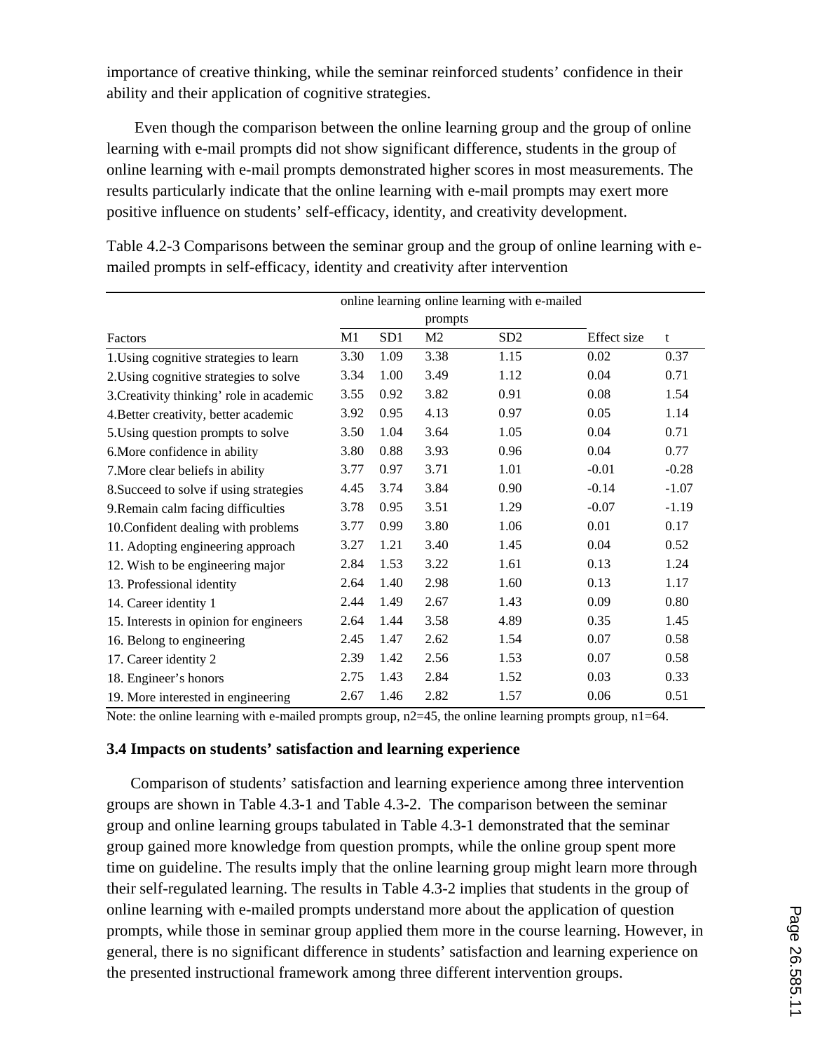importance of creative thinking, while the seminar reinforced students' confidence in their ability and their application of cognitive strategies.

Even though the comparison between the online learning group and the group of online learning with e-mail prompts did not show significant difference, students in the group of online learning with e-mail prompts demonstrated higher scores in most measurements. The results particularly indicate that the online learning with e-mail prompts may exert more positive influence on students' self-efficacy, identity, and creativity development.

Table 4.2-3 Comparisons between the seminar group and the group of online learning with e-mailed prompts in self-efficacy, identity and creativity after intervention

| | online learning | | online learning with e-mailed prompts | | | |
|---|---|---|---|---|---|---|
| Factors | M1 | SD1 | M2 | SD2 | Effect size | t |
| 1.Using cognitive strategies to learn | 3.30 | 1.09 | 3.38 | 1.15 | 0.02 | 0.37 |
| 2.Using cognitive strategies to solve | 3.34 | 1.00 | 3.49 | 1.12 | 0.04 | 0.71 |
| 3.Creativity thinking' role in academic | 3.55 | 0.92 | 3.82 | 0.91 | 0.08 | 1.54 |
| 4.Better creativity, better academic | 3.92 | 0.95 | 4.13 | 0.97 | 0.05 | 1.14 |
| 5.Using question prompts to solve | 3.50 | 1.04 | 3.64 | 1.05 | 0.04 | 0.71 |
| 6.More confidence in ability | 3.80 | 0.88 | 3.93 | 0.96 | 0.04 | 0.77 |
| 7.More clear beliefs in ability | 3.77 | 0.97 | 3.71 | 1.01 | -0.01 | -0.28 |
| 8.Succeed to solve if using strategies | 4.45 | 3.74 | 3.84 | 0.90 | -0.14 | -1.07 |
| 9.Remain calm facing difficulties | 3.78 | 0.95 | 3.51 | 1.29 | -0.07 | -1.19 |
| 10.Confident dealing with problems | 3.77 | 0.99 | 3.80 | 1.06 | 0.01 | 0.17 |
| 11. Adopting engineering approach | 3.27 | 1.21 | 3.40 | 1.45 | 0.04 | 0.52 |
| 12. Wish to be engineering major | 2.84 | 1.53 | 3.22 | 1.61 | 0.13 | 1.24 |
| 13. Professional identity | 2.64 | 1.40 | 2.98 | 1.60 | 0.13 | 1.17 |
| 14. Career identity 1 | 2.44 | 1.49 | 2.67 | 1.43 | 0.09 | 0.80 |
| 15. Interests in opinion for engineers | 2.64 | 1.44 | 3.58 | 4.89 | 0.35 | 1.45 |
| 16. Belong to engineering | 2.45 | 1.47 | 2.62 | 1.54 | 0.07 | 0.58 |
| 17. Career identity 2 | 2.39 | 1.42 | 2.56 | 1.53 | 0.07 | 0.58 |
| 18. Engineer's honors | 2.75 | 1.43 | 2.84 | 1.52 | 0.03 | 0.33 |
| 19. More interested in engineering | 2.67 | 1.46 | 2.82 | 1.57 | 0.06 | 0.51 |

Note: the online learning with e-mailed prompts group, n2=45, the online learning prompts group, n1=64.

### 3.4 Impacts on students' satisfaction and learning experience

Comparison of students' satisfaction and learning experience among three intervention groups are shown in Table 4.3-1 and Table 4.3-2. The comparison between the seminar group and online learning groups tabulated in Table 4.3-1 demonstrated that the seminar group gained more knowledge from question prompts, while the online group spent more time on guideline. The results imply that the online learning group might learn more through their self-regulated learning. The results in Table 4.3-2 implies that students in the group of online learning with e-mailed prompts understand more about the application of question prompts, while those in seminar group applied them more in the course learning. However, in general, there is no significant difference in students' satisfaction and learning experience on the presented instructional framework among three different intervention groups.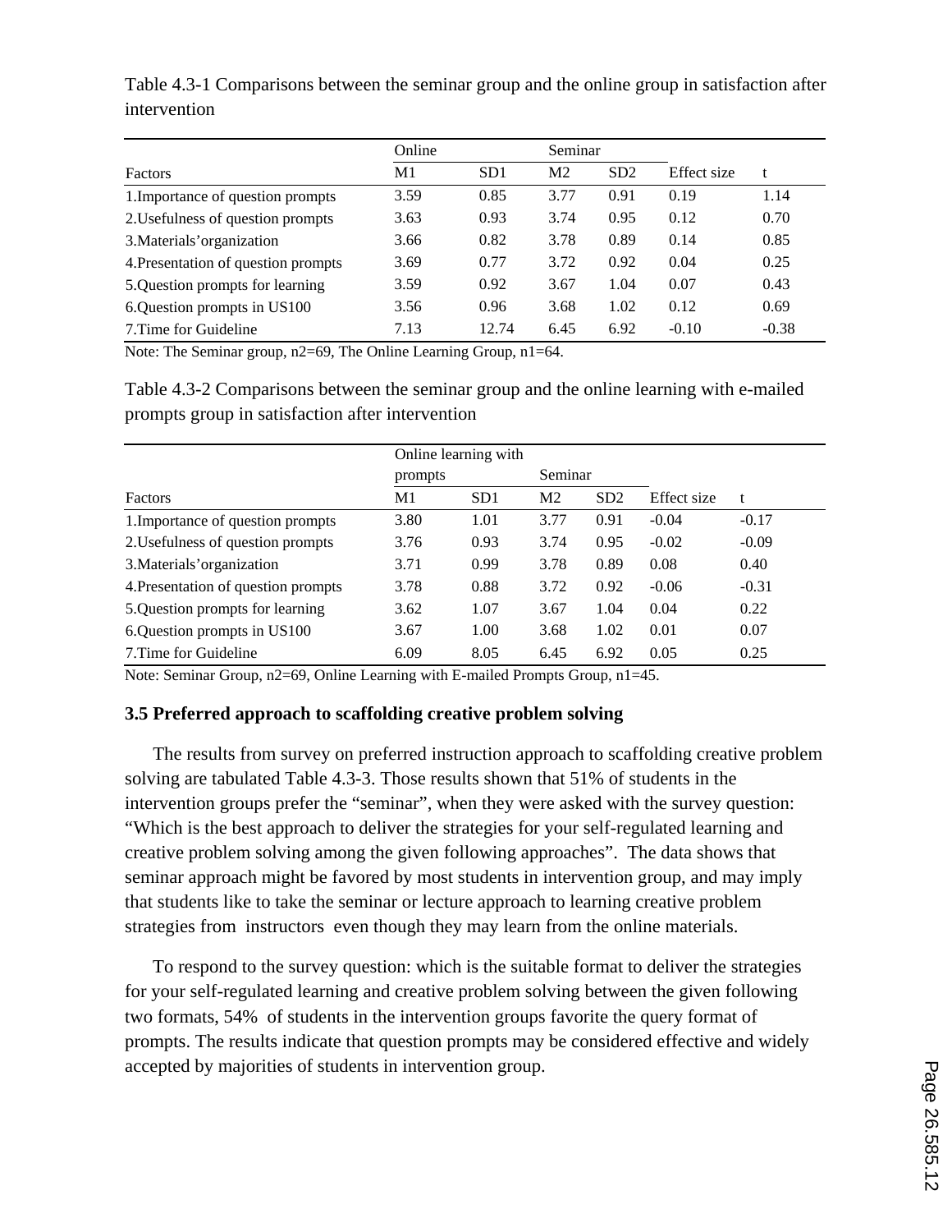Table 4.3-1 Comparisons between the seminar group and the online group in satisfaction after intervention

| | Online | | Seminar | | | |
|---|---|---|---|---|---|---|
| Factors | M1 | SD1 | M2 | SD2 | Effect size | t |
| 1.Importance of question prompts | 3.59 | 0.85 | 3.77 | 0.91 | 0.19 | 1.14 |
| 2.Usefulness of question prompts | 3.63 | 0.93 | 3.74 | 0.95 | 0.12 | 0.70 |
| 3.Materials'organization | 3.66 | 0.82 | 3.78 | 0.89 | 0.14 | 0.85 |
| 4.Presentation of question prompts | 3.69 | 0.77 | 3.72 | 0.92 | 0.04 | 0.25 |
| 5.Question prompts for learning | 3.59 | 0.92 | 3.67 | 1.04 | 0.07 | 0.43 |
| 6.Question prompts in US100 | 3.56 | 0.96 | 3.68 | 1.02 | 0.12 | 0.69 |
| 7.Time for Guideline | 7.13 | 12.74 | 6.45 | 6.92 | -0.10 | -0.38 |

Note: The Seminar group, n2=69, The Online Learning Group, n1=64.

Table 4.3-2 Comparisons between the seminar group and the online learning with e-mailed prompts group in satisfaction after intervention

| | Online learning with prompts | | Seminar | | | |
|---|---|---|---|---|---|---|
| Factors | M1 | SD1 | M2 | SD2 | Effect size | t |
| 1.Importance of question prompts | 3.80 | 1.01 | 3.77 | 0.91 | -0.04 | -0.17 |
| 2.Usefulness of question prompts | 3.76 | 0.93 | 3.74 | 0.95 | -0.02 | -0.09 |
| 3.Materials'organization | 3.71 | 0.99 | 3.78 | 0.89 | 0.08 | 0.40 |
| 4.Presentation of question prompts | 3.78 | 0.88 | 3.72 | 0.92 | -0.06 | -0.31 |
| 5.Question prompts for learning | 3.62 | 1.07 | 3.67 | 1.04 | 0.04 | 0.22 |
| 6.Question prompts in US100 | 3.67 | 1.00 | 3.68 | 1.02 | 0.01 | 0.07 |
| 7.Time for Guideline | 6.09 | 8.05 | 6.45 | 6.92 | 0.05 | 0.25 |

Note: Seminar Group, n2=69, Online Learning with E-mailed Prompts Group, n1=45.

### 3.5 Preferred approach to scaffolding creative problem solving

The results from survey on preferred instruction approach to scaffolding creative problem solving are tabulated Table 4.3-3. Those results shown that 51% of students in the intervention groups prefer the "seminar", when they were asked with the survey question: "Which is the best approach to deliver the strategies for your self-regulated learning and creative problem solving among the given following approaches". The data shows that seminar approach might be favored by most students in intervention group, and may imply that students like to take the seminar or lecture approach to learning creative problem strategies from instructors even though they may learn from the online materials.

To respond to the survey question: which is the suitable format to deliver the strategies for your self-regulated learning and creative problem solving between the given following two formats, 54% of students in the intervention groups favorite the query format of prompts. The results indicate that question prompts may be considered effective and widely accepted by majorities of students in intervention group.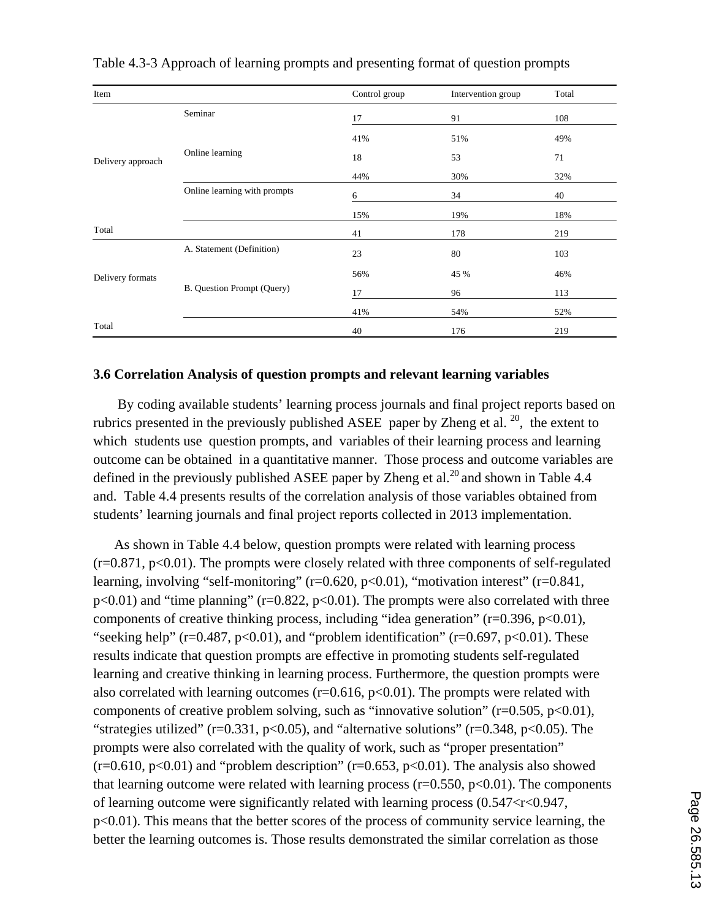Table 4.3-3 Approach of learning prompts and presenting format of question prompts

| Item | | Control group | Intervention group | Total |
|---|---|---|---|---|
| Delivery approach | Seminar | 17 | 91 | 108 |
| | | 41% | 51% | 49% |
| | Online learning | 18 | 53 | 71 |
| | | 44% | 30% | 32% |
| | Online learning with prompts | 6 | 34 | 40 |
| | | 15% | 19% | 18% |
| Total | | 41 | 178 | 219 |
| Delivery formats | A. Statement (Definition) | 23 | 80 | 103 |
| | | 56% | 45 % | 46% |
| | B. Question Prompt (Query) | 17 | 96 | 113 |
| | | 41% | 54% | 52% |
| Total | | 40 | 176 | 219 |

### 3.6 Correlation Analysis of question prompts and relevant learning variables

By coding available students' learning process journals and final project reports based on rubrics presented in the previously published ASEE paper by Zheng et al. [20], the extent to which students use question prompts, and variables of their learning process and learning outcome can be obtained in a quantitative manner. Those process and outcome variables are defined in the previously published ASEE paper by Zheng et al.[20] and shown in Table 4.4 and. Table 4.4 presents results of the correlation analysis of those variables obtained from students' learning journals and final project reports collected in 2013 implementation.

As shown in Table 4.4 below, question prompts were related with learning process ($r=0.871$, $p<0.01$). The prompts were closely related with three components of self-regulated learning, involving "self-monitoring" ($r=0.620$, $p<0.01$), "motivation interest" ($r=0.841$, $p<0.01$) and "time planning" ($r=0.822$, $p<0.01$). The prompts were also correlated with three components of creative thinking process, including "idea generation" ($r=0.396$, $p<0.01$), "seeking help" ($r=0.487$, $p<0.01$), and "problem identification" ($r=0.697$, $p<0.01$). These results indicate that question prompts are effective in promoting students self-regulated learning and creative thinking in learning process. Furthermore, the question prompts were also correlated with learning outcomes ($r=0.616$, $p<0.01$). The prompts were related with components of creative problem solving, such as "innovative solution" ($r=0.505$, $p<0.01$), "strategies utilized" ($r=0.331$, $p<0.05$), and "alternative solutions" ($r=0.348$, $p<0.05$). The prompts were also correlated with the quality of work, such as "proper presentation" ($r=0.610$, $p<0.01$) and "problem description" ($r=0.653$, $p<0.01$). The analysis also showed that learning outcome were related with learning process ($r=0.550$, $p<0.01$). The components of learning outcome were significantly related with learning process ($0.547<r<0.947$, $p<0.01$). This means that the better scores of the process of community service learning, the better the learning outcomes is. Those results demonstrated the similar correlation as those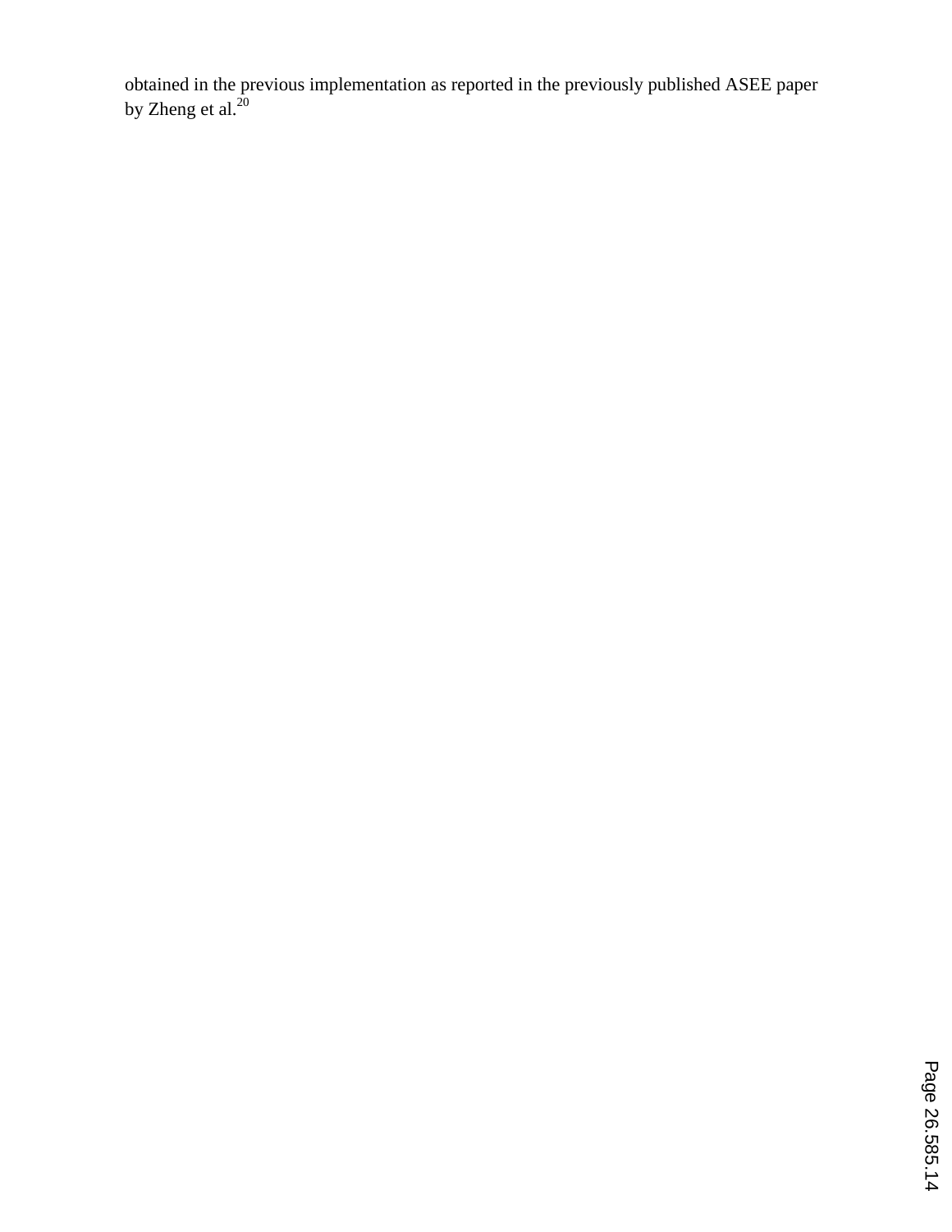obtained in the previous implementation as reported in the previously published ASEE paper by Zheng et al.[20]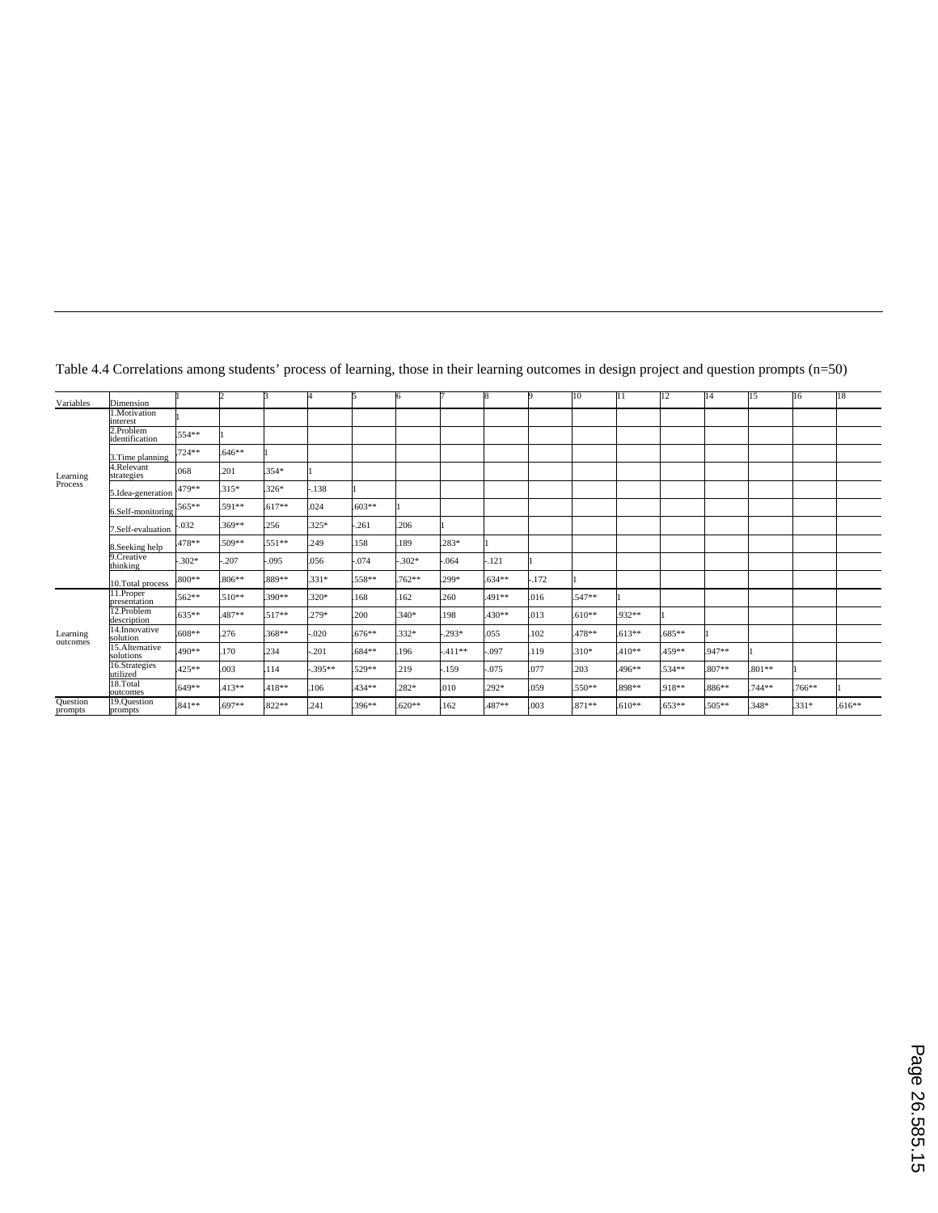Table 4.4 Correlations among students' process of learning, those in their learning outcomes in design project and question prompts (n=50)

| Variables | Dimension | 1 | 2 | 3 | 4 | 5 | 6 | 7 | 8 | 9 | 10 | 11 | 12 | 14 | 15 | 16 | 18 |
|---|---|---|---|---|---|---|---|---|---|---|---|---|---|---|---|---|---|
| Learning Process | 1.Motivation interest | 1 | | | | | | | | | | | | | | | |
| | 2.Problem identification | .554** | 1 | | | | | | | | | | | | | | |
| | 3.Time planning | .724** | .646** | 1 | | | | | | | | | | | | | |
| | 4.Relevant strategies | .068 | .201 | .354* | 1 | | | | | | | | | | | | |
| | 5.Idea-generation | .479** | .315* | .326* | -.138 | 1 | | | | | | | | | | | |
| | 6.Self-monitoring | .565** | .591** | .617** | .024 | .603** | 1 | | | | | | | | | | |
| | 7.Self-evaluation | -.032 | .369** | .256 | .325* | -.261 | .206 | 1 | | | | | | | | | |
| | 8.Seeking help | .478** | .509** | .551** | .249 | .158 | .189 | .283* | 1 | | | | | | | | |
| | 9.Creative thinking | -.302* | -.207 | -.095 | .056 | -.074 | -.302* | -.064 | -.121 | 1 | | | | | | | |
| | 10.Total process | .800** | .806** | .889** | .331* | .558** | .762** | .299* | .634** | -.172 | 1 | | | | | | |
| Learning outcomes | 11.Proper presentation | .562** | .510** | .390** | .320* | .168 | .162 | .260 | .491** | .016 | .547** | 1 | | | | | |
| | 12.Problem description | .635** | .487** | .517** | .279* | .200 | .340* | .198 | .430** | .013 | .610** | .932** | 1 | | | | |
| | 14.Innovative solution | .608** | .276 | .368** | -.020 | .676** | .332* | -.293* | .055 | .102 | .478** | .613** | .685** | 1 | | | |
| | 15.Alternative solutions | .490** | .170 | .234 | -.201 | .684** | .196 | -.411** | -.097 | .119 | .310* | .410** | .459** | .947** | 1 | | |
| | 16.Strategies utilized | .425** | .003 | .114 | -.395** | .529** | .219 | -.159 | -.075 | .077 | .203 | .496** | .534** | .807** | .801** | 1 | |
| | 18.Total outcomes | .649** | .413** | .418** | .106 | .434** | .282* | .010 | .292* | .059 | .550** | .898** | .918** | .886** | .744** | .766** | 1 |
| Question prompts | 19.Question prompts | .841** | .697** | .822** | .241 | .396** | .620** | .162 | .487** | .003 | .871** | .610** | .653** | .505** | .348* | .331* | .616** |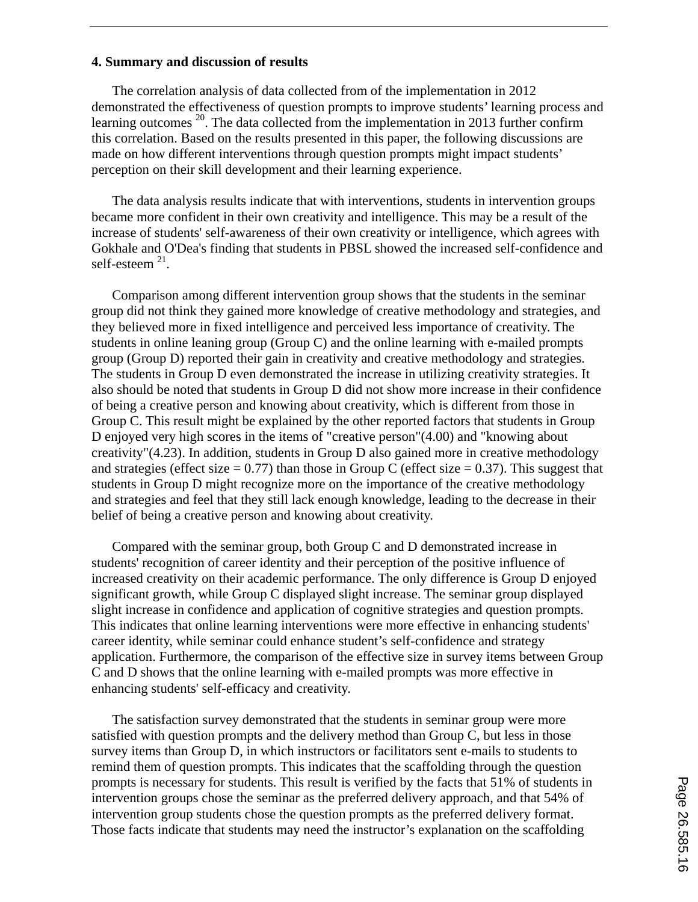### 4. Summary and discussion of results

The correlation analysis of data collected from of the implementation in 2012 demonstrated the effectiveness of question prompts to improve students' learning process and learning outcomes [20]. The data collected from the implementation in 2013 further confirm this correlation. Based on the results presented in this paper, the following discussions are made on how different interventions through question prompts might impact students' perception on their skill development and their learning experience.

The data analysis results indicate that with interventions, students in intervention groups became more confident in their own creativity and intelligence. This may be a result of the increase of students' self-awareness of their own creativity or intelligence, which agrees with Gokhale and O'Dea's finding that students in PBSL showed the increased self-confidence and self-esteem [21].

Comparison among different intervention group shows that the students in the seminar group did not think they gained more knowledge of creative methodology and strategies, and they believed more in fixed intelligence and perceived less importance of creativity. The students in online leaning group (Group C) and the online learning with e-mailed prompts group (Group D) reported their gain in creativity and creative methodology and strategies. The students in Group D even demonstrated the increase in utilizing creativity strategies. It also should be noted that students in Group D did not show more increase in their confidence of being a creative person and knowing about creativity, which is different from those in Group C. This result might be explained by the other reported factors that students in Group D enjoyed very high scores in the items of "creative person"(4.00) and "knowing about creativity"(4.23). In addition, students in Group D also gained more in creative methodology and strategies (effect size = 0.77) than those in Group C (effect size = 0.37). This suggest that students in Group D might recognize more on the importance of the creative methodology and strategies and feel that they still lack enough knowledge, leading to the decrease in their belief of being a creative person and knowing about creativity.

Compared with the seminar group, both Group C and D demonstrated increase in students' recognition of career identity and their perception of the positive influence of increased creativity on their academic performance. The only difference is Group D enjoyed significant growth, while Group C displayed slight increase. The seminar group displayed slight increase in confidence and application of cognitive strategies and question prompts. This indicates that online learning interventions were more effective in enhancing students' career identity, while seminar could enhance student's self-confidence and strategy application. Furthermore, the comparison of the effective size in survey items between Group C and D shows that the online learning with e-mailed prompts was more effective in enhancing students' self-efficacy and creativity.

The satisfaction survey demonstrated that the students in seminar group were more satisfied with question prompts and the delivery method than Group C, but less in those survey items than Group D, in which instructors or facilitators sent e-mails to students to remind them of question prompts. This indicates that the scaffolding through the question prompts is necessary for students. This result is verified by the facts that 51% of students in intervention groups chose the seminar as the preferred delivery approach, and that 54% of intervention group students chose the question prompts as the preferred delivery format. Those facts indicate that students may need the instructor's explanation on the scaffolding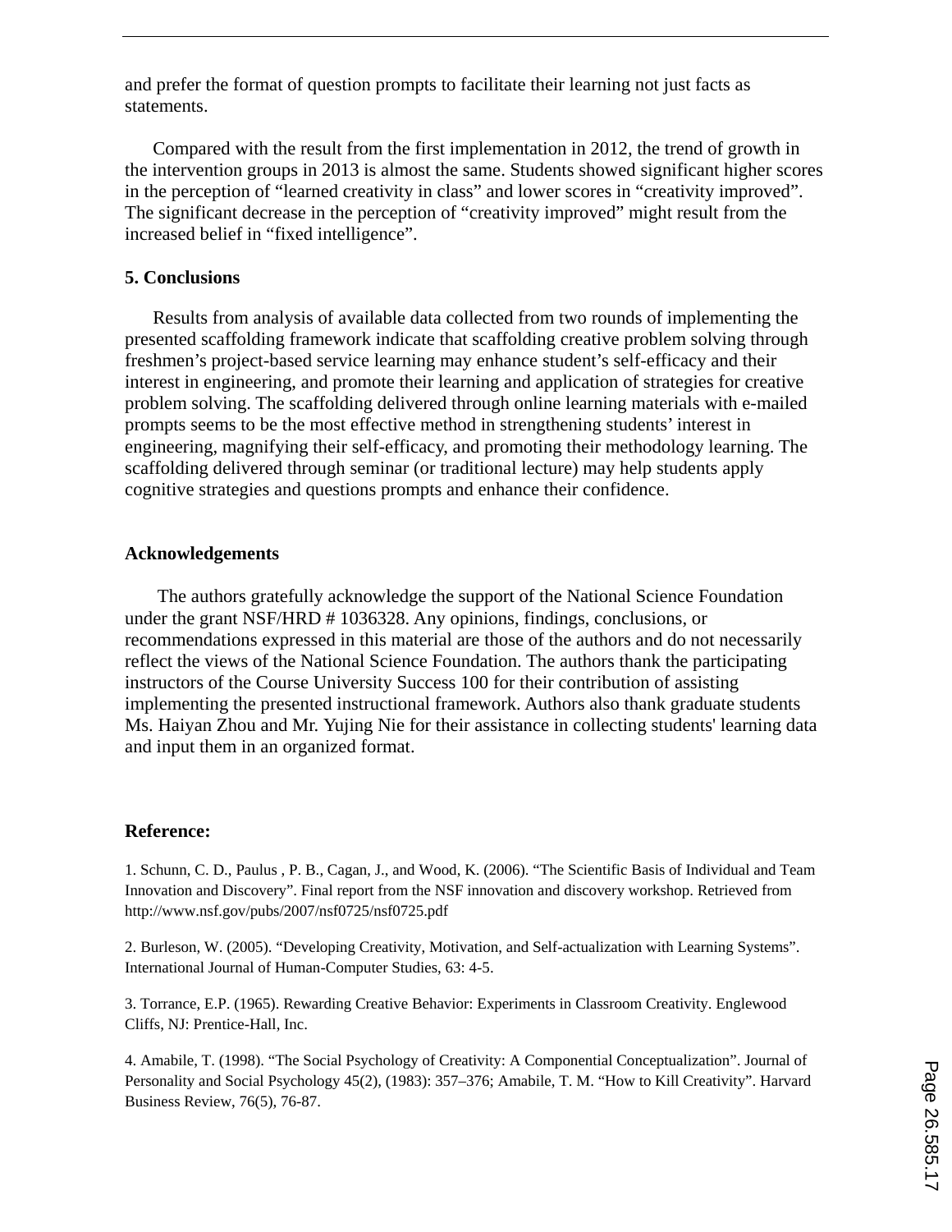and prefer the format of question prompts to facilitate their learning not just facts as statements.

Compared with the result from the first implementation in 2012, the trend of growth in the intervention groups in 2013 is almost the same. Students showed significant higher scores in the perception of “learned creativity in class” and lower scores in “creativity improved”. The significant decrease in the perception of “creativity improved” might result from the increased belief in “fixed intelligence”.

## 5. Conclusions

Results from analysis of available data collected from two rounds of implementing the presented scaffolding framework indicate that scaffolding creative problem solving through freshmen’s project-based service learning may enhance student’s self-efficacy and their interest in engineering, and promote their learning and application of strategies for creative problem solving. The scaffolding delivered through online learning materials with e-mailed prompts seems to be the most effective method in strengthening students’ interest in engineering, magnifying their self-efficacy, and promoting their methodology learning. The scaffolding delivered through seminar (or traditional lecture) may help students apply cognitive strategies and questions prompts and enhance their confidence.

## Acknowledgements

The authors gratefully acknowledge the support of the National Science Foundation under the grant NSF/HRD # 1036328. Any opinions, findings, conclusions, or recommendations expressed in this material are those of the authors and do not necessarily reflect the views of the National Science Foundation. The authors thank the participating instructors of the Course University Success 100 for their contribution of assisting implementing the presented instructional framework. Authors also thank graduate students Ms. Haiyan Zhou and Mr. Yujing Nie for their assistance in collecting students' learning data and input them in an organized format.

## Reference:

1. Schunn, C. D., Paulus , P. B., Cagan, J., and Wood, K. (2006). “The Scientific Basis of Individual and Team Innovation and Discovery”. Final report from the NSF innovation and discovery workshop. Retrieved from http://www.nsf.gov/pubs/2007/nsf0725/nsf0725.pdf

2. Burleson, W. (2005). “Developing Creativity, Motivation, and Self-actualization with Learning Systems”. International Journal of Human-Computer Studies, 63: 4-5.

3. Torrance, E.P. (1965). Rewarding Creative Behavior: Experiments in Classroom Creativity. Englewood Cliffs, NJ: Prentice-Hall, Inc.

4. Amabile, T. (1998). “The Social Psychology of Creativity: A Componential Conceptualization”. Journal of Personality and Social Psychology 45(2), (1983): 357–376; Amabile, T. M. “How to Kill Creativity”. Harvard Business Review, 76(5), 76-87.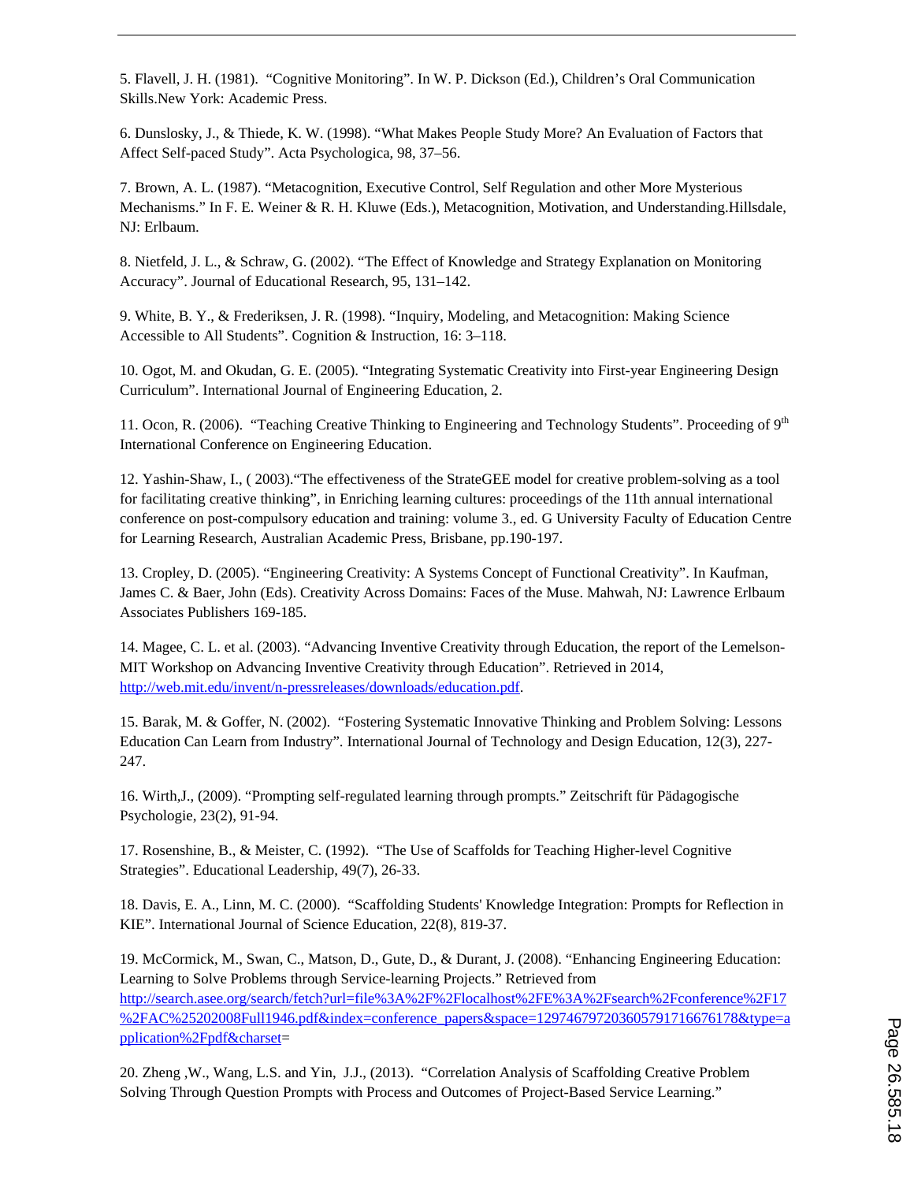5. Flavell, J. H. (1981). "Cognitive Monitoring". In W. P. Dickson (Ed.), Children's Oral Communication Skills.New York: Academic Press.

6. Dunslosky, J., & Thiede, K. W. (1998). "What Makes People Study More? An Evaluation of Factors that Affect Self-paced Study". Acta Psychologica, 98, 37–56.

7. Brown, A. L. (1987). "Metacognition, Executive Control, Self Regulation and other More Mysterious Mechanisms." In F. E. Weiner & R. H. Kluwe (Eds.), Metacognition, Motivation, and Understanding.Hillsdale, NJ: Erlbaum.

8. Nietfeld, J. L., & Schraw, G. (2002). "The Effect of Knowledge and Strategy Explanation on Monitoring Accuracy". Journal of Educational Research, 95, 131–142.

9. White, B. Y., & Frederiksen, J. R. (1998). "Inquiry, Modeling, and Metacognition: Making Science Accessible to All Students". Cognition & Instruction, 16: 3–118.

10. Ogot, M. and Okudan, G. E. (2005). "Integrating Systematic Creativity into First-year Engineering Design Curriculum". International Journal of Engineering Education, 2.

11. Ocon, R. (2006). "Teaching Creative Thinking to Engineering and Technology Students". Proceeding of 9th International Conference on Engineering Education.

12. Yashin-Shaw, I., ( 2003)."The effectiveness of the StrateGEE model for creative problem-solving as a tool for facilitating creative thinking", in Enriching learning cultures: proceedings of the 11th annual international conference on post-compulsory education and training: volume 3., ed. G University Faculty of Education Centre for Learning Research, Australian Academic Press, Brisbane, pp.190-197.

13. Cropley, D. (2005). "Engineering Creativity: A Systems Concept of Functional Creativity". In Kaufman, James C. & Baer, John (Eds). Creativity Across Domains: Faces of the Muse. Mahwah, NJ: Lawrence Erlbaum Associates Publishers 169-185.

14. Magee, C. L. et al. (2003). "Advancing Inventive Creativity through Education, the report of the Lemelson-MIT Workshop on Advancing Inventive Creativity through Education". Retrieved in 2014, http://web.mit.edu/invent/n-pressreleases/downloads/education.pdf.

15. Barak, M. & Goffer, N. (2002). "Fostering Systematic Innovative Thinking and Problem Solving: Lessons Education Can Learn from Industry". International Journal of Technology and Design Education, 12(3), 227-247.

16. Wirth,J., (2009). "Prompting self-regulated learning through prompts." Zeitschrift für Pädagogische Psychologie, 23(2), 91-94.

17. Rosenshine, B., & Meister, C. (1992). "The Use of Scaffolds for Teaching Higher-level Cognitive Strategies". Educational Leadership, 49(7), 26-33.

18. Davis, E. A., Linn, M. C. (2000). "Scaffolding Students' Knowledge Integration: Prompts for Reflection in KIE". International Journal of Science Education, 22(8), 819-37.

19. McCormick, M., Swan, C., Matson, D., Gute, D., & Durant, J. (2008). "Enhancing Engineering Education: Learning to Solve Problems through Service-learning Projects." Retrieved from http://search.asee.org/search/fetch?url=file%3A%2F%2Flocalhost%2FE%3A%2Fsearch%2Fconference%2F17%2FAC%25202008Full1946.pdf&index=conference_papers&space=129746797203605791716676178&type=application%2Fpdf&charset=

20. Zheng ,W., Wang, L.S. and Yin, J.J., (2013). "Correlation Analysis of Scaffolding Creative Problem Solving Through Question Prompts with Process and Outcomes of Project-Based Service Learning."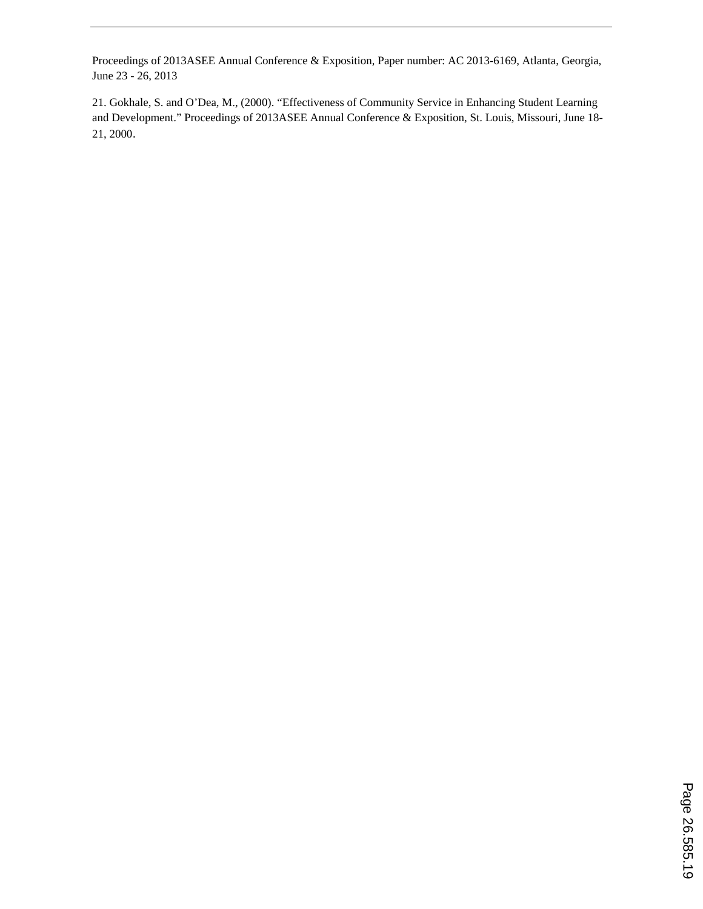Proceedings of 2013ASEE Annual Conference & Exposition, Paper number: AC 2013-6169, Atlanta, Georgia, June 23 - 26, 2013

21. Gokhale, S. and O'Dea, M., (2000). "Effectiveness of Community Service in Enhancing Student Learning and Development." Proceedings of 2013ASEE Annual Conference & Exposition, St. Louis, Missouri, June 18-21, 2000.